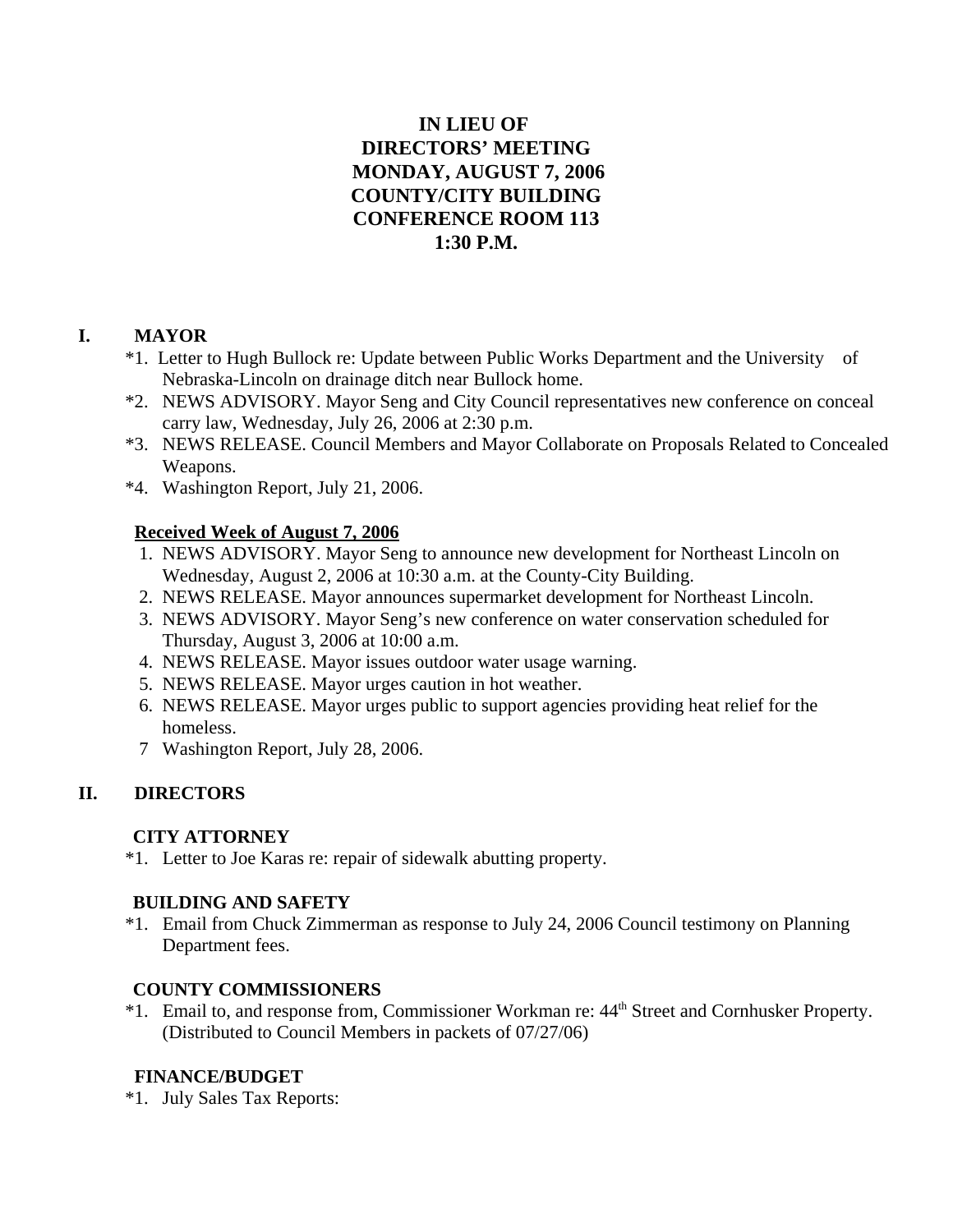# IN LIEU OF
# DIRECTORS' MEETING
# MONDAY, AUGUST 7, 2006
# COUNTY/CITY BUILDING
# CONFERENCE ROOM 113
# 1:30 P.M.

## I. MAYOR

*1. Letter to Hugh Bullock re: Update between Public Works Department and the University of Nebraska-Lincoln on drainage ditch near Bullock home.

*2. NEWS ADVISORY. Mayor Seng and City Council representatives new conference on conceal carry law, Wednesday, July 26, 2006 at 2:30 p.m.

*3. NEWS RELEASE. Council Members and Mayor Collaborate on Proposals Related to Concealed Weapons.

*4. Washington Report, July 21, 2006.

**Received Week of August 7, 2006**

1. NEWS ADVISORY. Mayor Seng to announce new development for Northeast Lincoln on Wednesday, August 2, 2006 at 10:30 a.m. at the County-City Building.
2. NEWS RELEASE. Mayor announces supermarket development for Northeast Lincoln.
3. NEWS ADVISORY. Mayor Seng's new conference on water conservation scheduled for Thursday, August 3, 2006 at 10:00 a.m.
4. NEWS RELEASE. Mayor issues outdoor water usage warning.
5. NEWS RELEASE. Mayor urges caution in hot weather.
6. NEWS RELEASE. Mayor urges public to support agencies providing heat relief for the homeless.

7 Washington Report, July 28, 2006.

## II. DIRECTORS

### CITY ATTORNEY

*1. Letter to Joe Karas re: repair of sidewalk abutting property.

### BUILDING AND SAFETY

*1. Email from Chuck Zimmerman as response to July 24, 2006 Council testimony on Planning Department fees.

### COUNTY COMMISSIONERS

*1. Email to, and response from, Commissioner Workman re: 44th Street and Cornhusker Property. (Distributed to Council Members in packets of 07/27/06)

### FINANCE/BUDGET

*1. July Sales Tax Reports: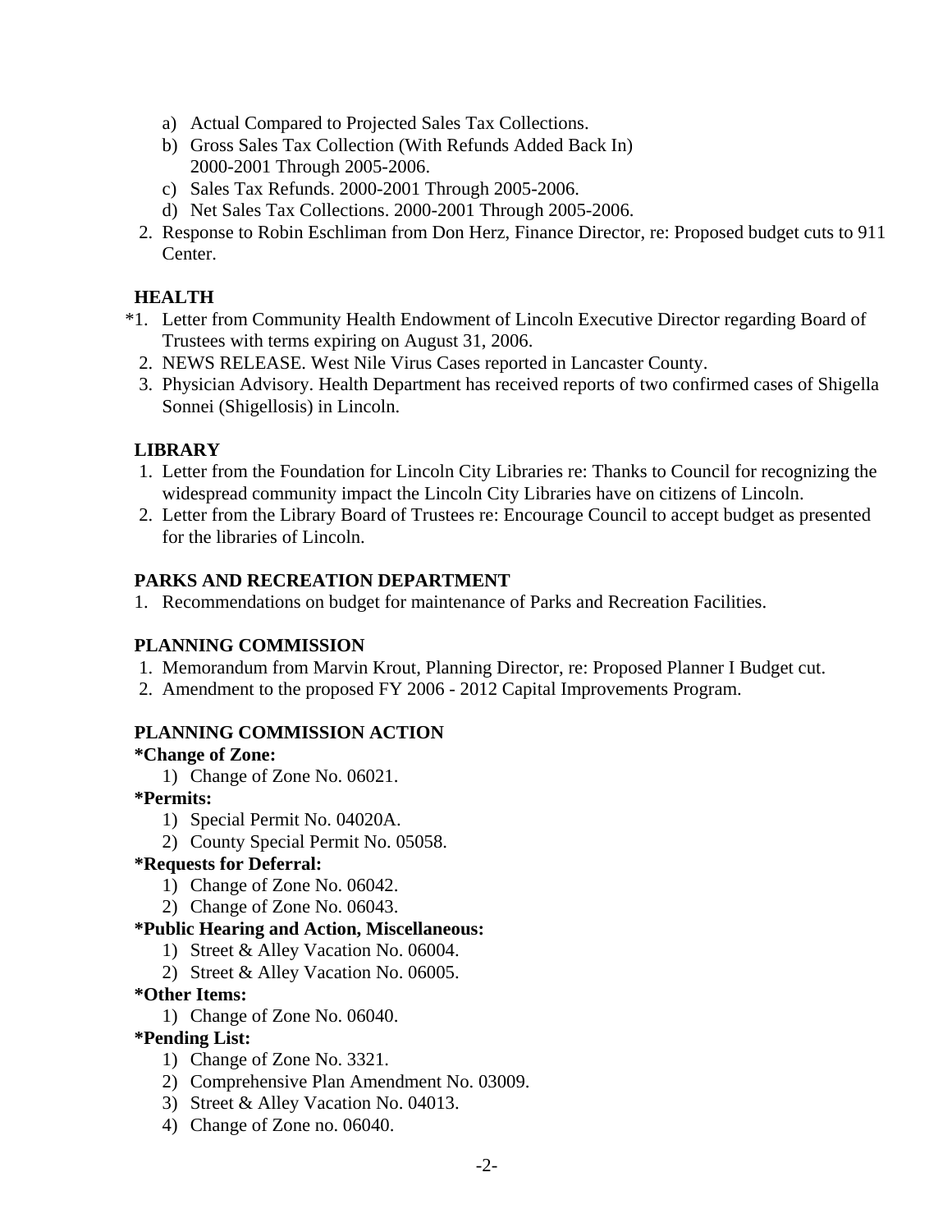a) Actual Compared to Projected Sales Tax Collections.
b) Gross Sales Tax Collection (With Refunds Added Back In) 2000-2001 Through 2005-2006.
c) Sales Tax Refunds. 2000-2001 Through 2005-2006.
d) Net Sales Tax Collections. 2000-2001 Through 2005-2006.

2. Response to Robin Eschliman from Don Herz, Finance Director, re: Proposed budget cuts to 911 Center.

**HEALTH**

*1. Letter from Community Health Endowment of Lincoln Executive Director regarding Board of Trustees with terms expiring on August 31, 2006.
2. NEWS RELEASE. West Nile Virus Cases reported in Lancaster County.
3. Physician Advisory. Health Department has received reports of two confirmed cases of Shigella Sonnei (Shigellosis) in Lincoln.

**LIBRARY**

1. Letter from the Foundation for Lincoln City Libraries re: Thanks to Council for recognizing the widespread community impact the Lincoln City Libraries have on citizens of Lincoln.
2. Letter from the Library Board of Trustees re: Encourage Council to accept budget as presented for the libraries of Lincoln.

**PARKS AND RECREATION DEPARTMENT**

1. Recommendations on budget for maintenance of Parks and Recreation Facilities.

**PLANNING COMMISSION**

1. Memorandum from Marvin Krout, Planning Director, re: Proposed Planner I Budget cut.
2. Amendment to the proposed FY 2006 - 2012 Capital Improvements Program.

**PLANNING COMMISSION ACTION**

**\*Change of Zone:**

1) Change of Zone No. 06021.

**\*Permits:**

1) Special Permit No. 04020A.
2) County Special Permit No. 05058.

**\*Requests for Deferral:**

1) Change of Zone No. 06042.
2) Change of Zone No. 06043.

**\*Public Hearing and Action, Miscellaneous:**

1) Street & Alley Vacation No. 06004.
2) Street & Alley Vacation No. 06005.

**\*Other Items:**

1) Change of Zone No. 06040.

**\*Pending List:**

1) Change of Zone No. 3321.
2) Comprehensive Plan Amendment No. 03009.
3) Street & Alley Vacation No. 04013.
4) Change of Zone no. 06040.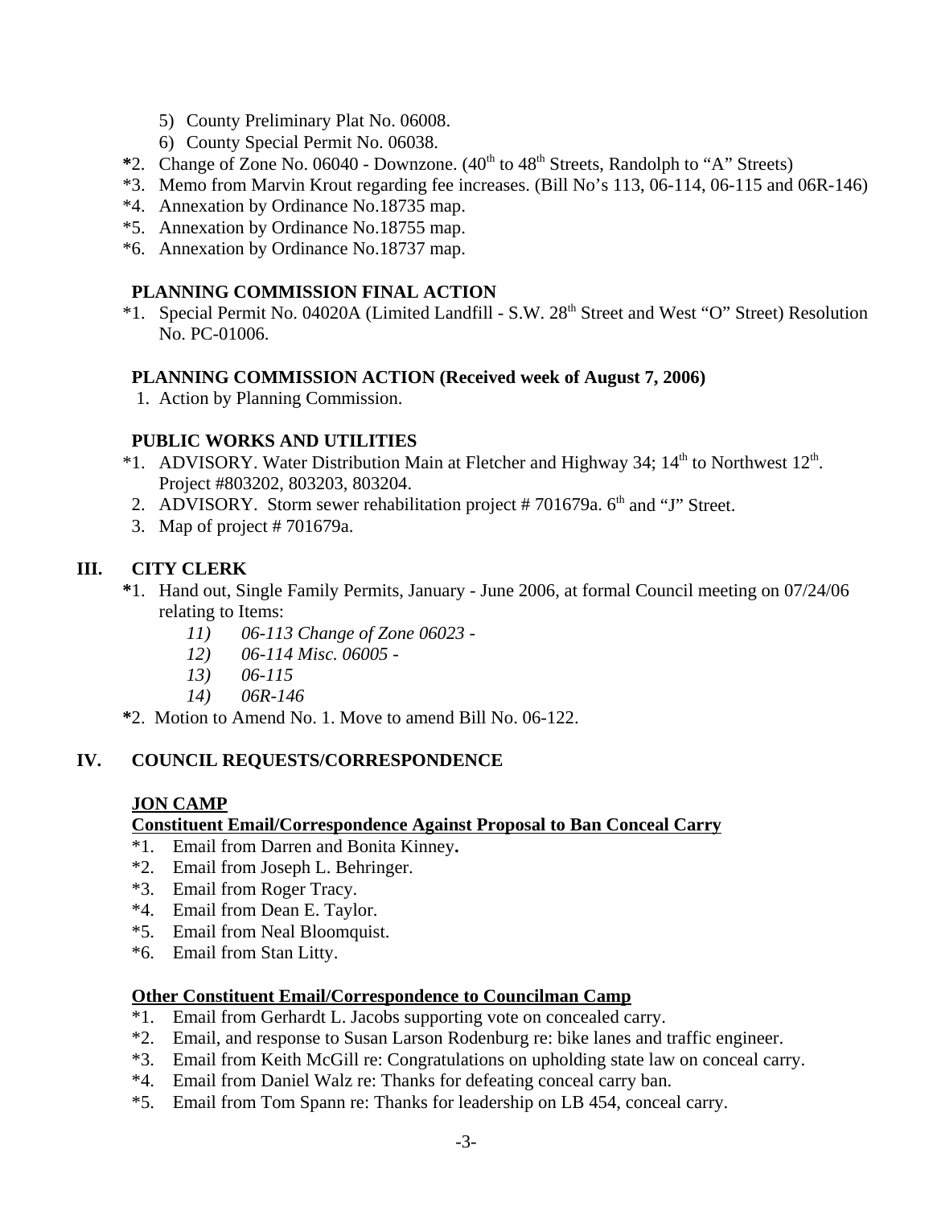5) County Preliminary Plat No. 06008.
6) County Special Permit No. 06038.

**\***2. Change of Zone No. 06040 - Downzone. (40th to 48th Streets, Randolph to "A" Streets)
*3. Memo from Marvin Krout regarding fee increases. (Bill No's 113, 06-114, 06-115 and 06R-146)
*4. Annexation by Ordinance No.18735 map.
*5. Annexation by Ordinance No.18755 map.
*6. Annexation by Ordinance No.18737 map.

**PLANNING COMMISSION FINAL ACTION**

*1. Special Permit No. 04020A (Limited Landfill - S.W. 28th Street and West "O" Street) Resolution No. PC-01006.

**PLANNING COMMISSION ACTION (Received week of August 7, 2006)**

1. Action by Planning Commission.

**PUBLIC WORKS AND UTILITIES**

*1. ADVISORY. Water Distribution Main at Fletcher and Highway 34; 14th to Northwest 12th. Project #803202, 803203, 803204.
2. ADVISORY. Storm sewer rehabilitation project # 701679a. 6th and "J" Street.
3. Map of project # 701679a.

## III. CITY CLERK

**\***1. Hand out, Single Family Permits, January - June 2006, at formal Council meeting on 07/24/06 relating to Items:
*11) 06-113 Change of Zone 06023 -*
*12) 06-114 Misc. 06005 -*
*13) 06-115*
*14) 06R-146*

**\***2. Motion to Amend No. 1. Move to amend Bill No. 06-122.

## IV. COUNCIL REQUESTS/CORRESPONDENCE

**JON CAMP**

**Constituent Email/Correspondence Against Proposal to Ban Conceal Carry**

*1. Email from Darren and Bonita Kinney**.**
*2. Email from Joseph L. Behringer.
*3. Email from Roger Tracy.
*4. Email from Dean E. Taylor.
*5. Email from Neal Bloomquist.
*6. Email from Stan Litty.

**Other Constituent Email/Correspondence to Councilman Camp**

*1. Email from Gerhardt L. Jacobs supporting vote on concealed carry.
*2. Email, and response to Susan Larson Rodenburg re: bike lanes and traffic engineer.
*3. Email from Keith McGill re: Congratulations on upholding state law on conceal carry.
*4. Email from Daniel Walz re: Thanks for defeating conceal carry ban.
*5. Email from Tom Spann re: Thanks for leadership on LB 454, conceal carry.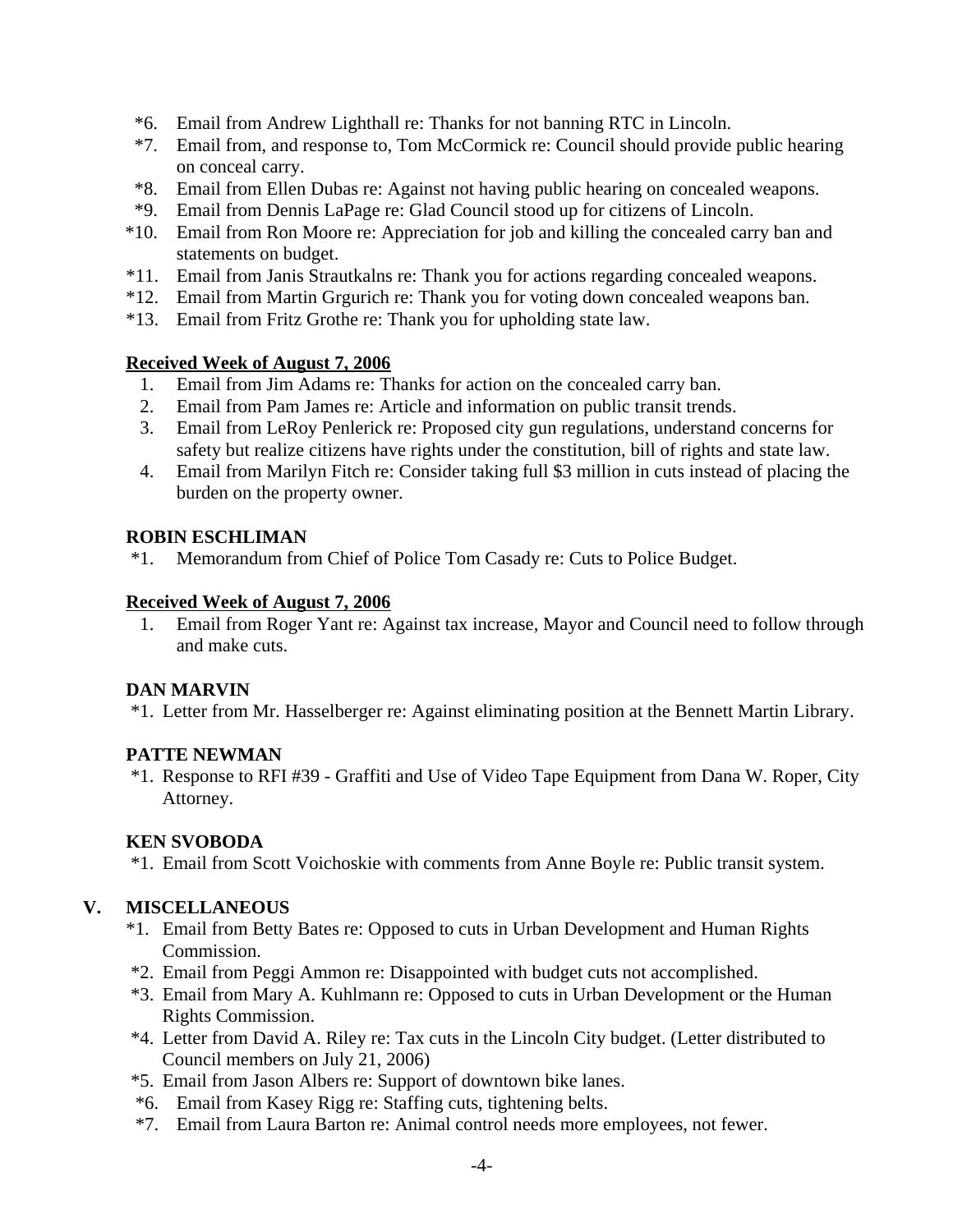*6. Email from Andrew Lighthall re: Thanks for not banning RTC in Lincoln.

*7. Email from, and response to, Tom McCormick re: Council should provide public hearing on conceal carry.

*8. Email from Ellen Dubas re: Against not having public hearing on concealed weapons.

*9. Email from Dennis LaPage re: Glad Council stood up for citizens of Lincoln.

*10. Email from Ron Moore re: Appreciation for job and killing the concealed carry ban and statements on budget.

*11. Email from Janis Strautkalns re: Thank you for actions regarding concealed weapons.

*12. Email from Martin Grgurich re: Thank you for voting down concealed weapons ban.

*13. Email from Fritz Grothe re: Thank you for upholding state law.

**Received Week of August 7, 2006**

1. Email from Jim Adams re: Thanks for action on the concealed carry ban.
2. Email from Pam James re: Article and information on public transit trends.
3. Email from LeRoy Penlerick re: Proposed city gun regulations, understand concerns for safety but realize citizens have rights under the constitution, bill of rights and state law.
4. Email from Marilyn Fitch re: Consider taking full $3 million in cuts instead of placing the burden on the property owner.

**ROBIN ESCHLIMAN**

*1. Memorandum from Chief of Police Tom Casady re: Cuts to Police Budget.

**Received Week of August 7, 2006**

1. Email from Roger Yant re: Against tax increase, Mayor and Council need to follow through and make cuts.

**DAN MARVIN**

*1. Letter from Mr. Hasselberger re: Against eliminating position at the Bennett Martin Library.

**PATTE NEWMAN**

*1. Response to RFI #39 - Graffiti and Use of Video Tape Equipment from Dana W. Roper, City Attorney.

**KEN SVOBODA**

*1. Email from Scott Voichoskie with comments from Anne Boyle re: Public transit system.

## V. MISCELLANEOUS

*1. Email from Betty Bates re: Opposed to cuts in Urban Development and Human Rights Commission.

*2. Email from Peggi Ammon re: Disappointed with budget cuts not accomplished.

*3. Email from Mary A. Kuhlmann re: Opposed to cuts in Urban Development or the Human Rights Commission.

*4. Letter from David A. Riley re: Tax cuts in the Lincoln City budget. (Letter distributed to Council members on July 21, 2006)

*5. Email from Jason Albers re: Support of downtown bike lanes.

*6. Email from Kasey Rigg re: Staffing cuts, tightening belts.

*7. Email from Laura Barton re: Animal control needs more employees, not fewer.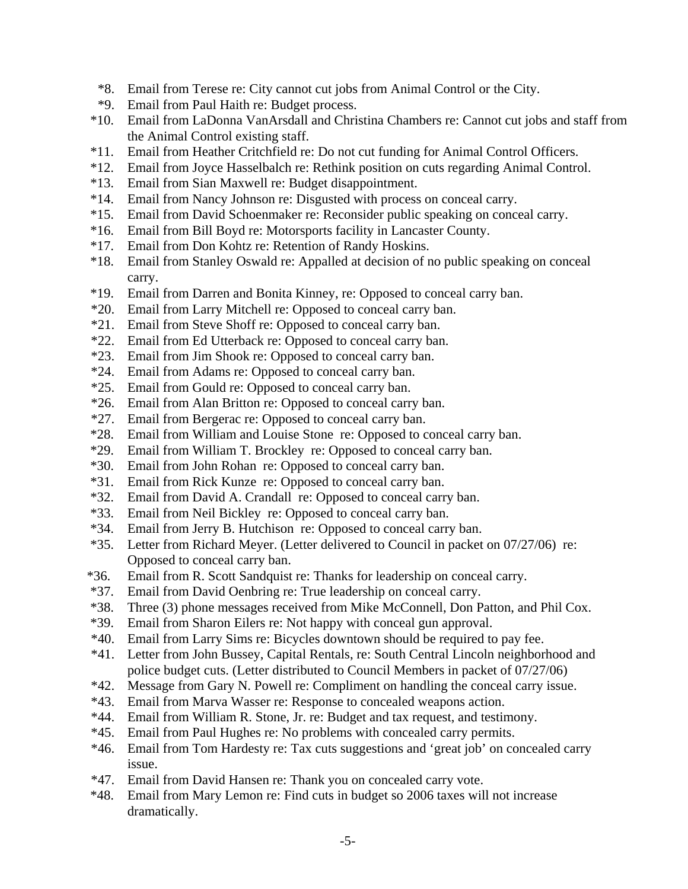*8. Email from Terese re: City cannot cut jobs from Animal Control or the City.
*9. Email from Paul Haith re: Budget process.
*10. Email from LaDonna VanArsdall and Christina Chambers re: Cannot cut jobs and staff from the Animal Control existing staff.
*11. Email from Heather Critchfield re: Do not cut funding for Animal Control Officers.
*12. Email from Joyce Hasselbalch re: Rethink position on cuts regarding Animal Control.
*13. Email from Sian Maxwell re: Budget disappointment.
*14. Email from Nancy Johnson re: Disgusted with process on conceal carry.
*15. Email from David Schoenmaker re: Reconsider public speaking on conceal carry.
*16. Email from Bill Boyd re: Motorsports facility in Lancaster County.
*17. Email from Don Kohtz re: Retention of Randy Hoskins.
*18. Email from Stanley Oswald re: Appalled at decision of no public speaking on conceal carry.
*19. Email from Darren and Bonita Kinney, re: Opposed to conceal carry ban.
*20. Email from Larry Mitchell re: Opposed to conceal carry ban.
*21. Email from Steve Shoff re: Opposed to conceal carry ban.
*22. Email from Ed Utterback re: Opposed to conceal carry ban.
*23. Email from Jim Shook re: Opposed to conceal carry ban.
*24. Email from Adams re: Opposed to conceal carry ban.
*25. Email from Gould re: Opposed to conceal carry ban.
*26. Email from Alan Britton re: Opposed to conceal carry ban.
*27. Email from Bergerac re: Opposed to conceal carry ban.
*28. Email from William and Louise Stone re: Opposed to conceal carry ban.
*29. Email from William T. Brockley re: Opposed to conceal carry ban.
*30. Email from John Rohan re: Opposed to conceal carry ban.
*31. Email from Rick Kunze re: Opposed to conceal carry ban.
*32. Email from David A. Crandall re: Opposed to conceal carry ban.
*33. Email from Neil Bickley re: Opposed to conceal carry ban.
*34. Email from Jerry B. Hutchison re: Opposed to conceal carry ban.
*35. Letter from Richard Meyer. (Letter delivered to Council in packet on 07/27/06) re: Opposed to conceal carry ban.
*36. Email from R. Scott Sandquist re: Thanks for leadership on conceal carry.
*37. Email from David Oenbring re: True leadership on conceal carry.
*38. Three (3) phone messages received from Mike McConnell, Don Patton, and Phil Cox.
*39. Email from Sharon Eilers re: Not happy with conceal gun approval.
*40. Email from Larry Sims re: Bicycles downtown should be required to pay fee.
*41. Letter from John Bussey, Capital Rentals, re: South Central Lincoln neighborhood and police budget cuts. (Letter distributed to Council Members in packet of 07/27/06)
*42. Message from Gary N. Powell re: Compliment on handling the conceal carry issue.
*43. Email from Marva Wasser re: Response to concealed weapons action.
*44. Email from William R. Stone, Jr. re: Budget and tax request, and testimony.
*45. Email from Paul Hughes re: No problems with concealed carry permits.
*46. Email from Tom Hardesty re: Tax cuts suggestions and 'great job' on concealed carry issue.
*47. Email from David Hansen re: Thank you on concealed carry vote.
*48. Email from Mary Lemon re: Find cuts in budget so 2006 taxes will not increase dramatically.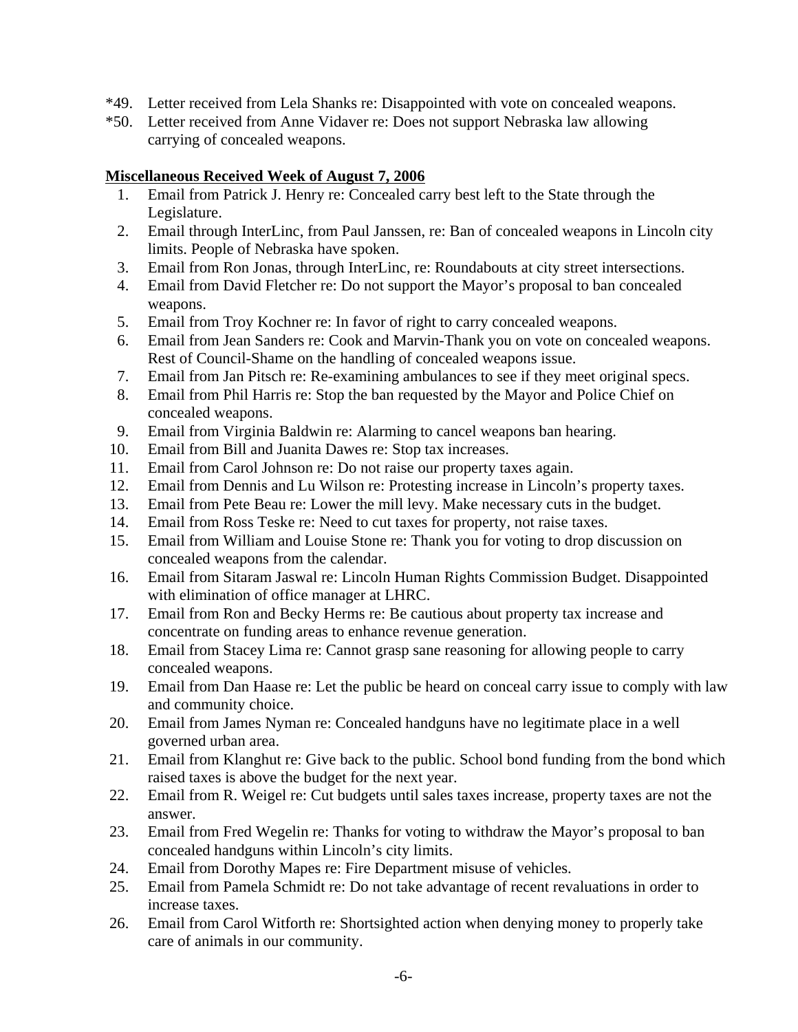*49. Letter received from Lela Shanks re: Disappointed with vote on concealed weapons.

*50. Letter received from Anne Vidaver re: Does not support Nebraska law allowing carrying of concealed weapons.

**<u>Miscellaneous Received Week of August 7, 2006</u>**

1. Email from Patrick J. Henry re: Concealed carry best left to the State through the Legislature.
2. Email through InterLinc, from Paul Janssen, re: Ban of concealed weapons in Lincoln city limits. People of Nebraska have spoken.
3. Email from Ron Jonas, through InterLinc, re: Roundabouts at city street intersections.
4. Email from David Fletcher re: Do not support the Mayor's proposal to ban concealed weapons.
5. Email from Troy Kochner re: In favor of right to carry concealed weapons.
6. Email from Jean Sanders re: Cook and Marvin-Thank you on vote on concealed weapons. Rest of Council-Shame on the handling of concealed weapons issue.
7. Email from Jan Pitsch re: Re-examining ambulances to see if they meet original specs.
8. Email from Phil Harris re: Stop the ban requested by the Mayor and Police Chief on concealed weapons.
9. Email from Virginia Baldwin re: Alarming to cancel weapons ban hearing.
10. Email from Bill and Juanita Dawes re: Stop tax increases.
11. Email from Carol Johnson re: Do not raise our property taxes again.
12. Email from Dennis and Lu Wilson re: Protesting increase in Lincoln's property taxes.
13. Email from Pete Beau re: Lower the mill levy. Make necessary cuts in the budget.
14. Email from Ross Teske re: Need to cut taxes for property, not raise taxes.
15. Email from William and Louise Stone re: Thank you for voting to drop discussion on concealed weapons from the calendar.
16. Email from Sitaram Jaswal re: Lincoln Human Rights Commission Budget. Disappointed with elimination of office manager at LHRC.
17. Email from Ron and Becky Herms re: Be cautious about property tax increase and concentrate on funding areas to enhance revenue generation.
18. Email from Stacey Lima re: Cannot grasp sane reasoning for allowing people to carry concealed weapons.
19. Email from Dan Haase re: Let the public be heard on conceal carry issue to comply with law and community choice.
20. Email from James Nyman re: Concealed handguns have no legitimate place in a well governed urban area.
21. Email from Klanghut re: Give back to the public. School bond funding from the bond which raised taxes is above the budget for the next year.
22. Email from R. Weigel re: Cut budgets until sales taxes increase, property taxes are not the answer.
23. Email from Fred Wegelin re: Thanks for voting to withdraw the Mayor's proposal to ban concealed handguns within Lincoln's city limits.
24. Email from Dorothy Mapes re: Fire Department misuse of vehicles.
25. Email from Pamela Schmidt re: Do not take advantage of recent revaluations in order to increase taxes.
26. Email from Carol Witforth re: Shortsighted action when denying money to properly take care of animals in our community.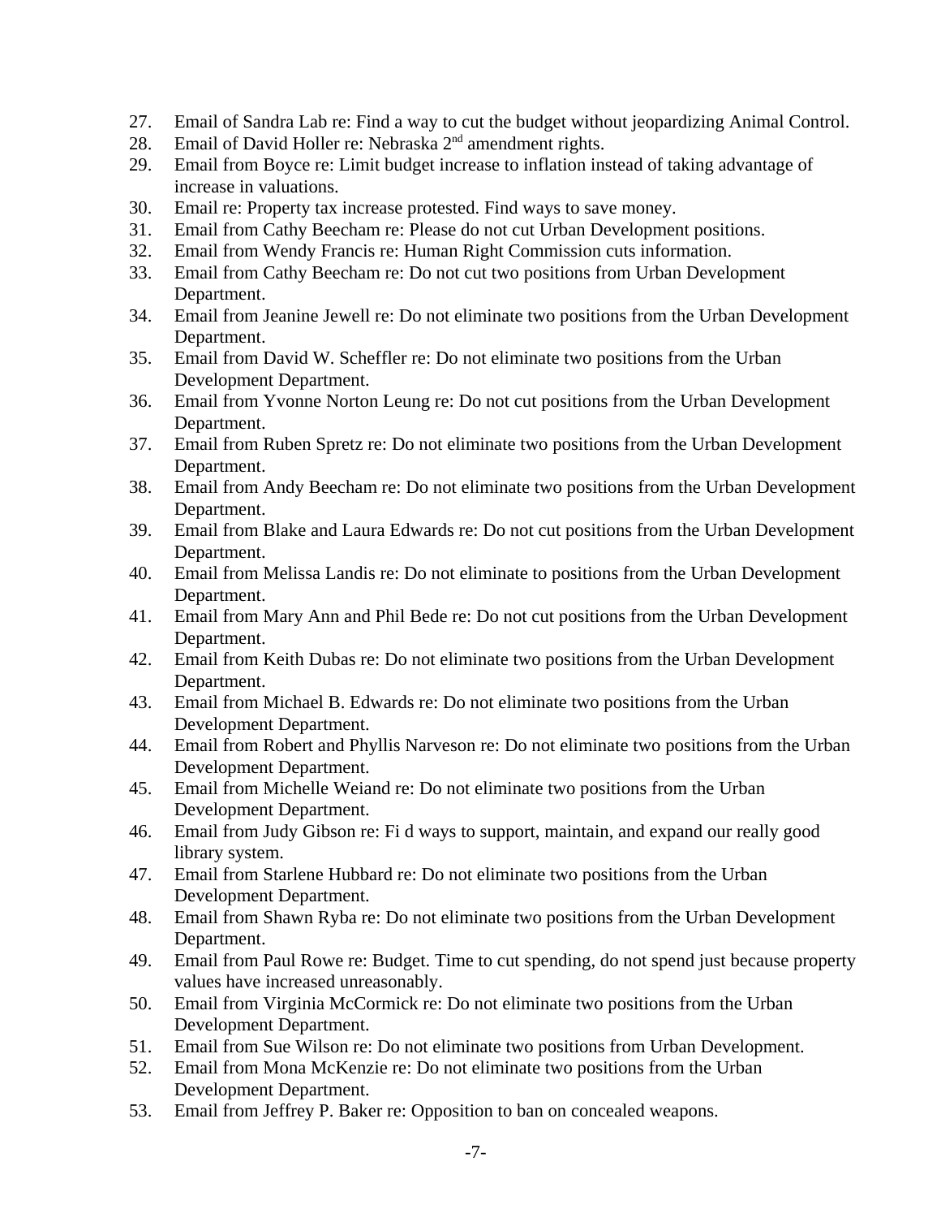27. Email of Sandra Lab re: Find a way to cut the budget without jeopardizing Animal Control.
28. Email of David Holler re: Nebraska 2nd amendment rights.
29. Email from Boyce re: Limit budget increase to inflation instead of taking advantage of increase in valuations.
30. Email re: Property tax increase protested. Find ways to save money.
31. Email from Cathy Beecham re: Please do not cut Urban Development positions.
32. Email from Wendy Francis re: Human Right Commission cuts information.
33. Email from Cathy Beecham re: Do not cut two positions from Urban Development Department.
34. Email from Jeanine Jewell re: Do not eliminate two positions from the Urban Development Department.
35. Email from David W. Scheffler re: Do not eliminate two positions from the Urban Development Department.
36. Email from Yvonne Norton Leung re: Do not cut positions from the Urban Development Department.
37. Email from Ruben Spretz re: Do not eliminate two positions from the Urban Development Department.
38. Email from Andy Beecham re: Do not eliminate two positions from the Urban Development Department.
39. Email from Blake and Laura Edwards re: Do not cut positions from the Urban Development Department.
40. Email from Melissa Landis re: Do not eliminate to positions from the Urban Development Department.
41. Email from Mary Ann and Phil Bede re: Do not cut positions from the Urban Development Department.
42. Email from Keith Dubas re: Do not eliminate two positions from the Urban Development Department.
43. Email from Michael B. Edwards re: Do not eliminate two positions from the Urban Development Department.
44. Email from Robert and Phyllis Narveson re: Do not eliminate two positions from the Urban Development Department.
45. Email from Michelle Weiand re: Do not eliminate two positions from the Urban Development Department.
46. Email from Judy Gibson re: Fi d ways to support, maintain, and expand our really good library system.
47. Email from Starlene Hubbard re: Do not eliminate two positions from the Urban Development Department.
48. Email from Shawn Ryba re: Do not eliminate two positions from the Urban Development Department.
49. Email from Paul Rowe re: Budget. Time to cut spending, do not spend just because property values have increased unreasonably.
50. Email from Virginia McCormick re: Do not eliminate two positions from the Urban Development Department.
51. Email from Sue Wilson re: Do not eliminate two positions from Urban Development.
52. Email from Mona McKenzie re: Do not eliminate two positions from the Urban Development Department.
53. Email from Jeffrey P. Baker re: Opposition to ban on concealed weapons.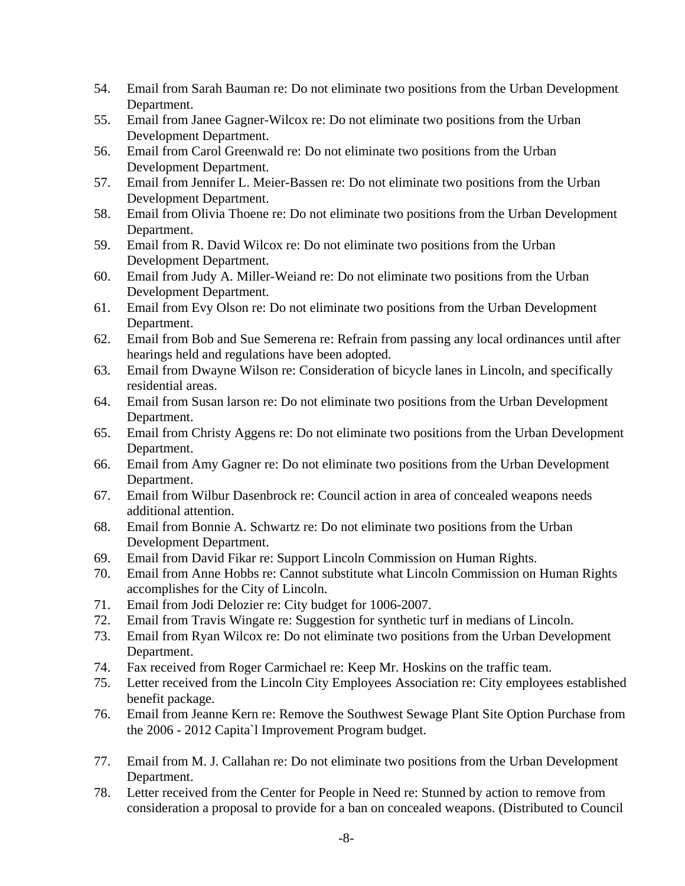54. Email from Sarah Bauman re: Do not eliminate two positions from the Urban Development Department.
55. Email from Janee Gagner-Wilcox re: Do not eliminate two positions from the Urban Development Department.
56. Email from Carol Greenwald re: Do not eliminate two positions from the Urban Development Department.
57. Email from Jennifer L. Meier-Bassen re: Do not eliminate two positions from the Urban Development Department.
58. Email from Olivia Thoene re: Do not eliminate two positions from the Urban Development Department.
59. Email from R. David Wilcox re: Do not eliminate two positions from the Urban Development Department.
60. Email from Judy A. Miller-Weiand re: Do not eliminate two positions from the Urban Development Department.
61. Email from Evy Olson re: Do not eliminate two positions from the Urban Development Department.
62. Email from Bob and Sue Semerena re: Refrain from passing any local ordinances until after hearings held and regulations have been adopted.
63. Email from Dwayne Wilson re: Consideration of bicycle lanes in Lincoln, and specifically residential areas.
64. Email from Susan larson re: Do not eliminate two positions from the Urban Development Department.
65. Email from Christy Aggens re: Do not eliminate two positions from the Urban Development Department.
66. Email from Amy Gagner re: Do not eliminate two positions from the Urban Development Department.
67. Email from Wilbur Dasenbrock re: Council action in area of concealed weapons needs additional attention.
68. Email from Bonnie A. Schwartz re: Do not eliminate two positions from the Urban Development Department.
69. Email from David Fikar re: Support Lincoln Commission on Human Rights.
70. Email from Anne Hobbs re: Cannot substitute what Lincoln Commission on Human Rights accomplishes for the City of Lincoln.
71. Email from Jodi Delozier re: City budget for 1006-2007.
72. Email from Travis Wingate re: Suggestion for synthetic turf in medians of Lincoln.
73. Email from Ryan Wilcox re: Do not eliminate two positions from the Urban Development Department.
74. Fax received from Roger Carmichael re: Keep Mr. Hoskins on the traffic team.
75. Letter received from the Lincoln City Employees Association re: City employees established benefit package.
76. Email from Jeanne Kern re: Remove the Southwest Sewage Plant Site Option Purchase from the 2006 - 2012 Capita`l Improvement Program budget.
77. Email from M. J. Callahan re: Do not eliminate two positions from the Urban Development Department.
78. Letter received from the Center for People in Need re: Stunned by action to remove from consideration a proposal to provide for a ban on concealed weapons. (Distributed to Council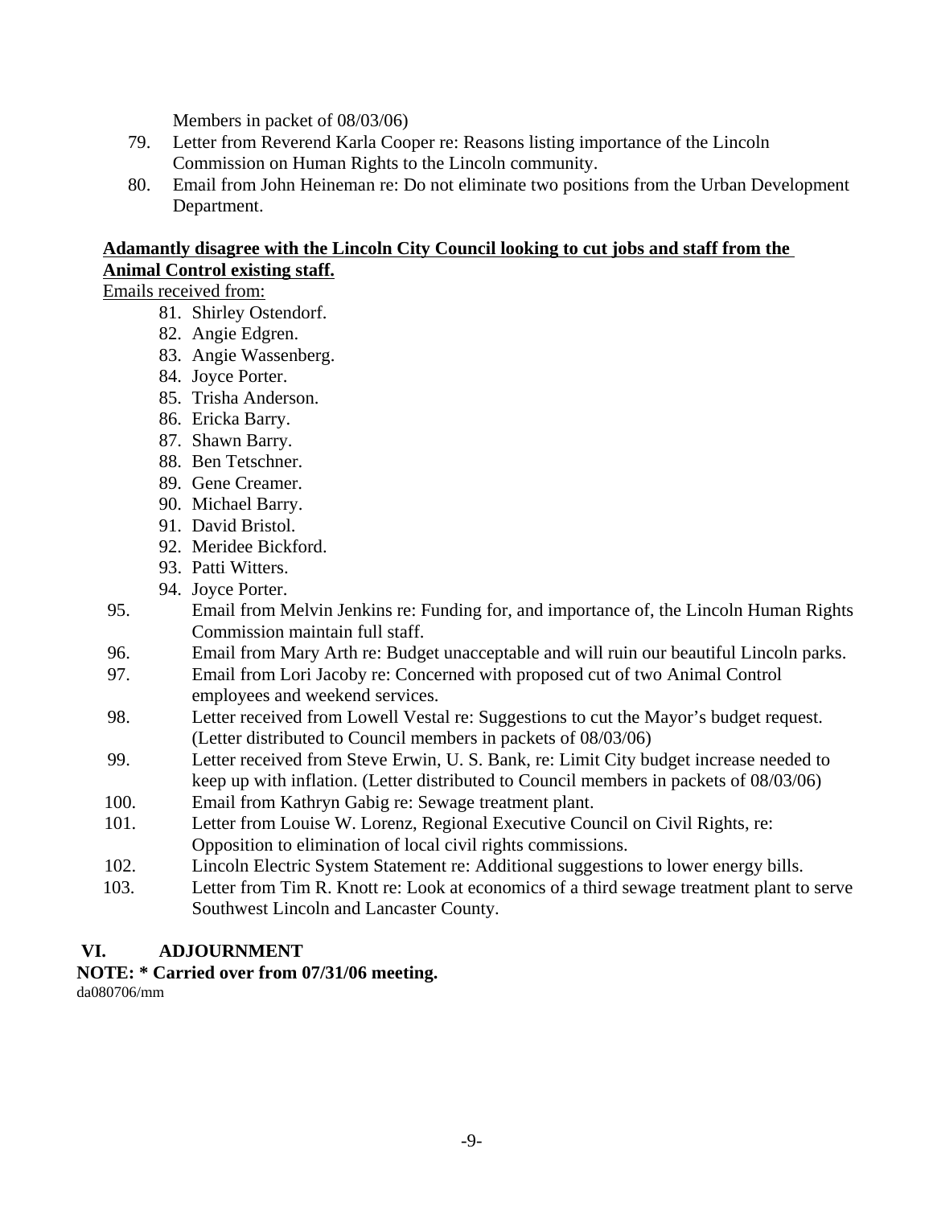Members in packet of 08/03/06)

79. Letter from Reverend Karla Cooper re: Reasons listing importance of the Lincoln Commission on Human Rights to the Lincoln community.
80. Email from John Heineman re: Do not eliminate two positions from the Urban Development Department.

**Adamantly disagree with the Lincoln City Council looking to cut jobs and staff from the Animal Control existing staff.**

Emails received from:

81. Shirley Ostendorf.
82. Angie Edgren.
83. Angie Wassenberg.
84. Joyce Porter.
85. Trisha Anderson.
86. Ericka Barry.
87. Shawn Barry.
88. Ben Tetschner.
89. Gene Creamer.
90. Michael Barry.
91. David Bristol.
92. Meridee Bickford.
93. Patti Witters.
94. Joyce Porter.
95. Email from Melvin Jenkins re: Funding for, and importance of, the Lincoln Human Rights Commission maintain full staff.
96. Email from Mary Arth re: Budget unacceptable and will ruin our beautiful Lincoln parks.
97. Email from Lori Jacoby re: Concerned with proposed cut of two Animal Control employees and weekend services.
98. Letter received from Lowell Vestal re: Suggestions to cut the Mayor's budget request. (Letter distributed to Council members in packets of 08/03/06)
99. Letter received from Steve Erwin, U. S. Bank, re: Limit City budget increase needed to keep up with inflation. (Letter distributed to Council members in packets of 08/03/06)
100. Email from Kathryn Gabig re: Sewage treatment plant.
101. Letter from Louise W. Lorenz, Regional Executive Council on Civil Rights, re: Opposition to elimination of local civil rights commissions.
102. Lincoln Electric System Statement re: Additional suggestions to lower energy bills.
103. Letter from Tim R. Knott re: Look at economics of a third sewage treatment plant to serve Southwest Lincoln and Lancaster County.

## VI. ADJOURNMENT

**NOTE: * Carried over from 07/31/06 meeting.**

da080706/mm